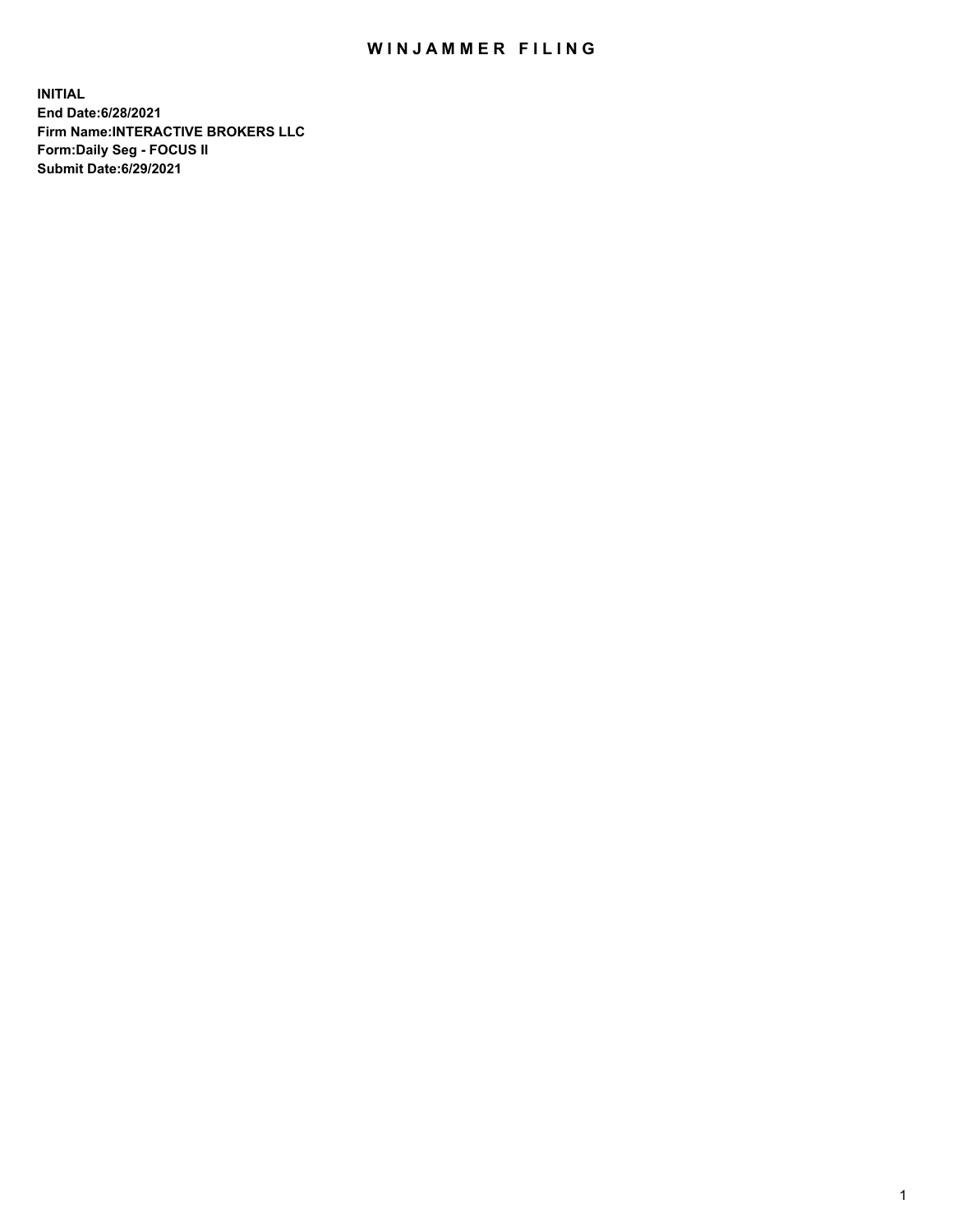# WINJAMMER FILING

**INITIAL**
**End Date:6/28/2021**
**Firm Name:INTERACTIVE BROKERS LLC**
**Form:Daily Seg - FOCUS II**
**Submit Date:6/29/2021**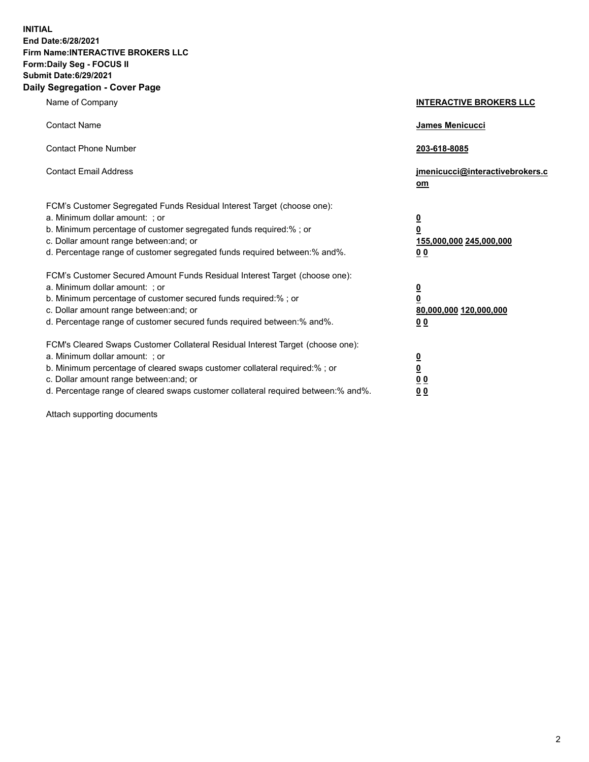**INITIAL**
**End Date:6/28/2021**
**Firm Name:INTERACTIVE BROKERS LLC**
**Form:Daily Seg - FOCUS II**
**Submit Date:6/29/2021**

## Daily Segregation - Cover Page

| | |
|---|---|
| Name of Company | **INTERACTIVE BROKERS LLC** |
| Contact Name | **James Menicucci** |
| Contact Phone Number | **203-618-8085** |
| Contact Email Address | **jmenicucci@interactivebrokers.com** |

FCM's Customer Segregated Funds Residual Interest Target (choose one):

| | |
|---|---|
| a. Minimum dollar amount: ; or | **0** |
| b. Minimum percentage of customer segregated funds required:% ; or | **0** |
| c. Dollar amount range between:and; or | **155,000,000 245,000,000** |
| d. Percentage range of customer segregated funds required between:% and%. | **0 0** |

FCM's Customer Secured Amount Funds Residual Interest Target (choose one):

| | |
|---|---|
| a. Minimum dollar amount: ; or | **0** |
| b. Minimum percentage of customer secured funds required:% ; or | **0** |
| c. Dollar amount range between:and; or | **80,000,000 120,000,000** |
| d. Percentage range of customer secured funds required between:% and%. | **0 0** |

FCM's Cleared Swaps Customer Collateral Residual Interest Target (choose one):

| | |
|---|---|
| a. Minimum dollar amount: ; or | **0** |
| b. Minimum percentage of cleared swaps customer collateral required:% ; or | **0** |
| c. Dollar amount range between:and; or | **0 0** |
| d. Percentage range of cleared swaps customer collateral required between:% and%. | **0 0** |

Attach supporting documents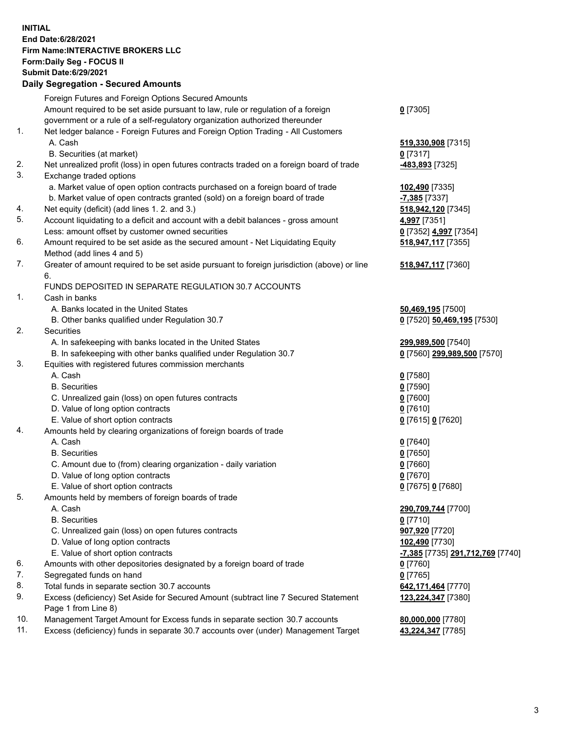**INITIAL**
**End Date:6/28/2021**
**Firm Name:INTERACTIVE BROKERS LLC**
**Form:Daily Seg - FOCUS II**
**Submit Date:6/29/2021**

**Daily Segregation - Secured Amounts**

| | | |
|---|---|---|
| | Foreign Futures and Foreign Options Secured Amounts | |
| | Amount required to be set aside pursuant to law, rule or regulation of a foreign government or a rule of a self-regulatory organization authorized thereunder | **0** [7305] |
| 1. | Net ledger balance - Foreign Futures and Foreign Option Trading - All Customers | |
| | A. Cash | **519,330,908** [7315] |
| | B. Securities (at market) | **0** [7317] |
| 2. | Net unrealized profit (loss) in open futures contracts traded on a foreign board of trade | **-483,893** [7325] |
| 3. | Exchange traded options | |
| | a. Market value of open option contracts purchased on a foreign board of trade | **102,490** [7335] |
| | b. Market value of open contracts granted (sold) on a foreign board of trade | **-7,385** [7337] |
| 4. | Net equity (deficit) (add lines 1. 2. and 3.) | **518,942,120** [7345] |
| 5. | Account liquidating to a deficit and account with a debit balances - gross amount | **4,997** [7351] |
| | Less: amount offset by customer owned securities | **0** [7352] **4,997** [7354] |
| 6. | Amount required to be set aside as the secured amount - Net Liquidating Equity Method (add lines 4 and 5) | **518,947,117** [7355] |
| 7. | Greater of amount required to be set aside pursuant to foreign jurisdiction (above) or line 6. | **518,947,117** [7360] |
| | FUNDS DEPOSITED IN SEPARATE REGULATION 30.7 ACCOUNTS | |
| 1. | Cash in banks | |
| | A. Banks located in the United States | **50,469,195** [7500] |
| | B. Other banks qualified under Regulation 30.7 | **0** [7520] **50,469,195** [7530] |
| 2. | Securities | |
| | A. In safekeeping with banks located in the United States | **299,989,500** [7540] |
| | B. In safekeeping with other banks qualified under Regulation 30.7 | **0** [7560] **299,989,500** [7570] |
| 3. | Equities with registered futures commission merchants | |
| | A. Cash | **0** [7580] |
| | B. Securities | **0** [7590] |
| | C. Unrealized gain (loss) on open futures contracts | **0** [7600] |
| | D. Value of long option contracts | **0** [7610] |
| | E. Value of short option contracts | **0** [7615] **0** [7620] |
| 4. | Amounts held by clearing organizations of foreign boards of trade | |
| | A. Cash | **0** [7640] |
| | B. Securities | **0** [7650] |
| | C. Amount due to (from) clearing organization - daily variation | **0** [7660] |
| | D. Value of long option contracts | **0** [7670] |
| | E. Value of short option contracts | **0** [7675] **0** [7680] |
| 5. | Amounts held by members of foreign boards of trade | |
| | A. Cash | **290,709,744** [7700] |
| | B. Securities | **0** [7710] |
| | C. Unrealized gain (loss) on open futures contracts | **907,920** [7720] |
| | D. Value of long option contracts | **102,490** [7730] |
| | E. Value of short option contracts | **-7,385** [7735] **291,712,769** [7740] |
| 6. | Amounts with other depositories designated by a foreign board of trade | **0** [7760] |
| 7. | Segregated funds on hand | **0** [7765] |
| 8. | Total funds in separate section 30.7 accounts | **642,171,464** [7770] |
| 9. | Excess (deficiency) Set Aside for Secured Amount (subtract line 7 Secured Statement Page 1 from Line 8) | **123,224,347** [7380] |
| 10. | Management Target Amount for Excess funds in separate section 30.7 accounts | **80,000,000** [7780] |
| 11. | Excess (deficiency) funds in separate 30.7 accounts over (under) Management Target | **43,224,347** [7785] |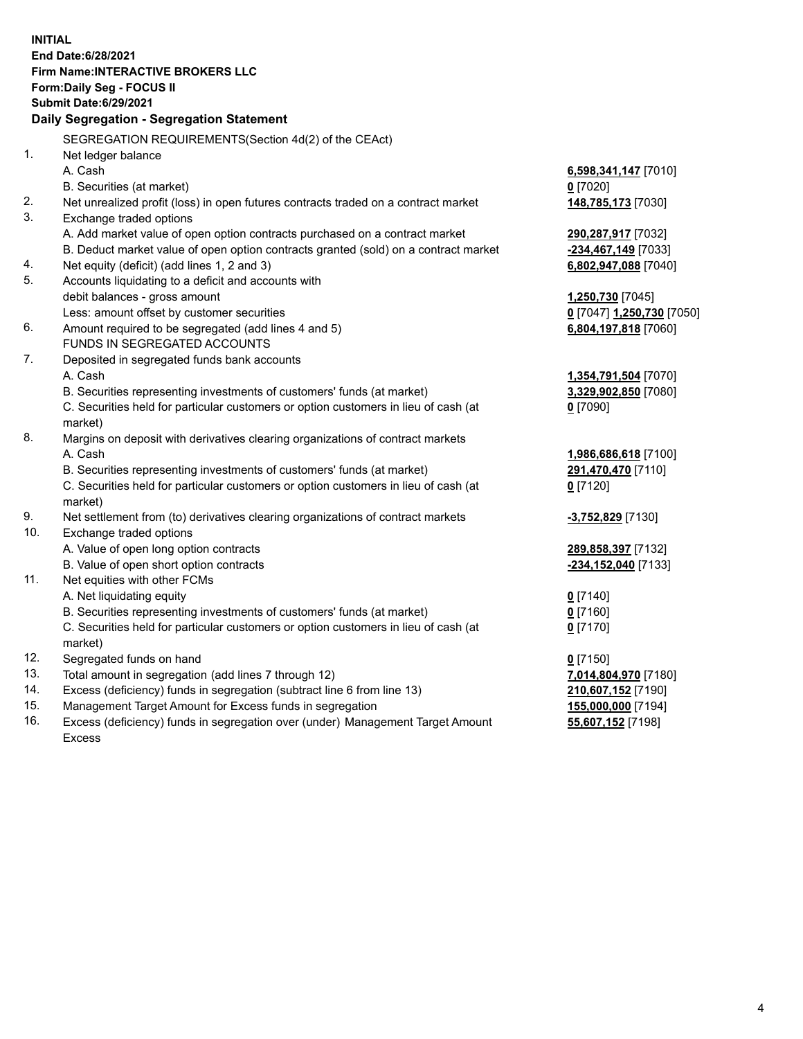**INITIAL**
**End Date:6/28/2021**
**Firm Name:INTERACTIVE BROKERS LLC**
**Form:Daily Seg - FOCUS II**
**Submit Date:6/29/2021**

### Daily Segregation - Segregation Statement

SEGREGATION REQUIREMENTS(Section 4d(2) of the CEAct)

| | | |
|---|---|---|
| 1. | Net ledger balance | |
| | A. Cash | **6,598,341,147** [7010] |
| | B. Securities (at market) | **0** [7020] |
| 2. | Net unrealized profit (loss) in open futures contracts traded on a contract market | **148,785,173** [7030] |
| 3. | Exchange traded options | |
| | A. Add market value of open option contracts purchased on a contract market | **290,287,917** [7032] |
| | B. Deduct market value of open option contracts granted (sold) on a contract market | **-234,467,149** [7033] |
| 4. | Net equity (deficit) (add lines 1, 2 and 3) | **6,802,947,088** [7040] |
| 5. | Accounts liquidating to a deficit and accounts with debit balances - gross amount | **1,250,730** [7045] |
| | Less: amount offset by customer securities | **0** [7047] **1,250,730** [7050] |
| 6. | Amount required to be segregated (add lines 4 and 5) | **6,804,197,818** [7060] |
| | FUNDS IN SEGREGATED ACCOUNTS | |
| 7. | Deposited in segregated funds bank accounts | |
| | A. Cash | **1,354,791,504** [7070] |
| | B. Securities representing investments of customers' funds (at market) | **3,329,902,850** [7080] |
| | C. Securities held for particular customers or option customers in lieu of cash (at market) | **0** [7090] |
| 8. | Margins on deposit with derivatives clearing organizations of contract markets | |
| | A. Cash | **1,986,686,618** [7100] |
| | B. Securities representing investments of customers' funds (at market) | **291,470,470** [7110] |
| | C. Securities held for particular customers or option customers in lieu of cash (at market) | **0** [7120] |
| 9. | Net settlement from (to) derivatives clearing organizations of contract markets | **-3,752,829** [7130] |
| 10. | Exchange traded options | |
| | A. Value of open long option contracts | **289,858,397** [7132] |
| | B. Value of open short option contracts | **-234,152,040** [7133] |
| 11. | Net equities with other FCMs | |
| | A. Net liquidating equity | **0** [7140] |
| | B. Securities representing investments of customers' funds (at market) | **0** [7160] |
| | C. Securities held for particular customers or option customers in lieu of cash (at market) | **0** [7170] |
| 12. | Segregated funds on hand | **0** [7150] |
| 13. | Total amount in segregation (add lines 7 through 12) | **7,014,804,970** [7180] |
| 14. | Excess (deficiency) funds in segregation (subtract line 6 from line 13) | **210,607,152** [7190] |
| 15. | Management Target Amount for Excess funds in segregation | **155,000,000** [7194] |
| 16. | Excess (deficiency) funds in segregation over (under) Management Target Amount Excess | **55,607,152** [7198] |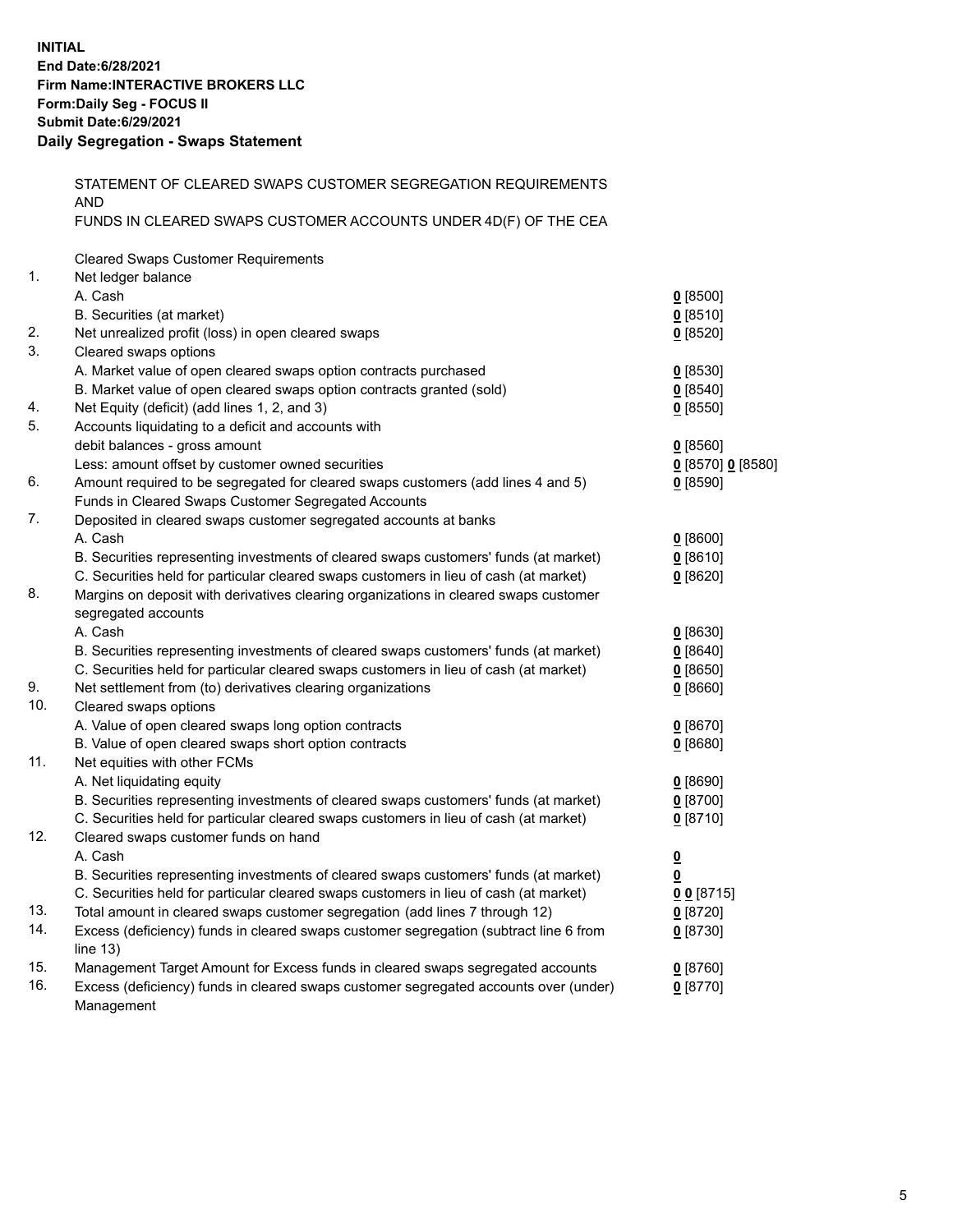**INITIAL**
**End Date:6/28/2021**
**Firm Name:INTERACTIVE BROKERS LLC**
**Form:Daily Seg - FOCUS II**
**Submit Date:6/29/2021**
**Daily Segregation - Swaps Statement**

STATEMENT OF CLEARED SWAPS CUSTOMER SEGREGATION REQUIREMENTS AND FUNDS IN CLEARED SWAPS CUSTOMER ACCOUNTS UNDER 4D(F) OF THE CEA

| | | |
|---|---|---|
| | Cleared Swaps Customer Requirements | |
| 1. | Net ledger balance | |
| | A. Cash | 0 [8500] |
| | B. Securities (at market) | 0 [8510] |
| 2. | Net unrealized profit (loss) in open cleared swaps | 0 [8520] |
| 3. | Cleared swaps options | |
| | A. Market value of open cleared swaps option contracts purchased | 0 [8530] |
| | B. Market value of open cleared swaps option contracts granted (sold) | 0 [8540] |
| 4. | Net Equity (deficit) (add lines 1, 2, and 3) | 0 [8550] |
| 5. | Accounts liquidating to a deficit and accounts with debit balances - gross amount | 0 [8560] |
| | Less: amount offset by customer owned securities | 0 [8570] 0 [8580] |
| 6. | Amount required to be segregated for cleared swaps customers (add lines 4 and 5) | 0 [8590] |
| | Funds in Cleared Swaps Customer Segregated Accounts | |
| 7. | Deposited in cleared swaps customer segregated accounts at banks | |
| | A. Cash | 0 [8600] |
| | B. Securities representing investments of cleared swaps customers' funds (at market) | 0 [8610] |
| | C. Securities held for particular cleared swaps customers in lieu of cash (at market) | 0 [8620] |
| 8. | Margins on deposit with derivatives clearing organizations in cleared swaps customer segregated accounts | |
| | A. Cash | 0 [8630] |
| | B. Securities representing investments of cleared swaps customers' funds (at market) | 0 [8640] |
| | C. Securities held for particular cleared swaps customers in lieu of cash (at market) | 0 [8650] |
| 9. | Net settlement from (to) derivatives clearing organizations | 0 [8660] |
| 10. | Cleared swaps options | |
| | A. Value of open cleared swaps long option contracts | 0 [8670] |
| | B. Value of open cleared swaps short option contracts | 0 [8680] |
| 11. | Net equities with other FCMs | |
| | A. Net liquidating equity | 0 [8690] |
| | B. Securities representing investments of cleared swaps customers' funds (at market) | 0 [8700] |
| | C. Securities held for particular cleared swaps customers in lieu of cash (at market) | 0 [8710] |
| 12. | Cleared swaps customer funds on hand | |
| | A. Cash | 0 |
| | B. Securities representing investments of cleared swaps customers' funds (at market) | 0 |
| | C. Securities held for particular cleared swaps customers in lieu of cash (at market) | 0 0 [8715] |
| 13. | Total amount in cleared swaps customer segregation (add lines 7 through 12) | 0 [8720] |
| 14. | Excess (deficiency) funds in cleared swaps customer segregation (subtract line 6 from line 13) | 0 [8730] |
| 15. | Management Target Amount for Excess funds in cleared swaps segregated accounts | 0 [8760] |
| 16. | Excess (deficiency) funds in cleared swaps customer segregated accounts over (under) Management | 0 [8770] |